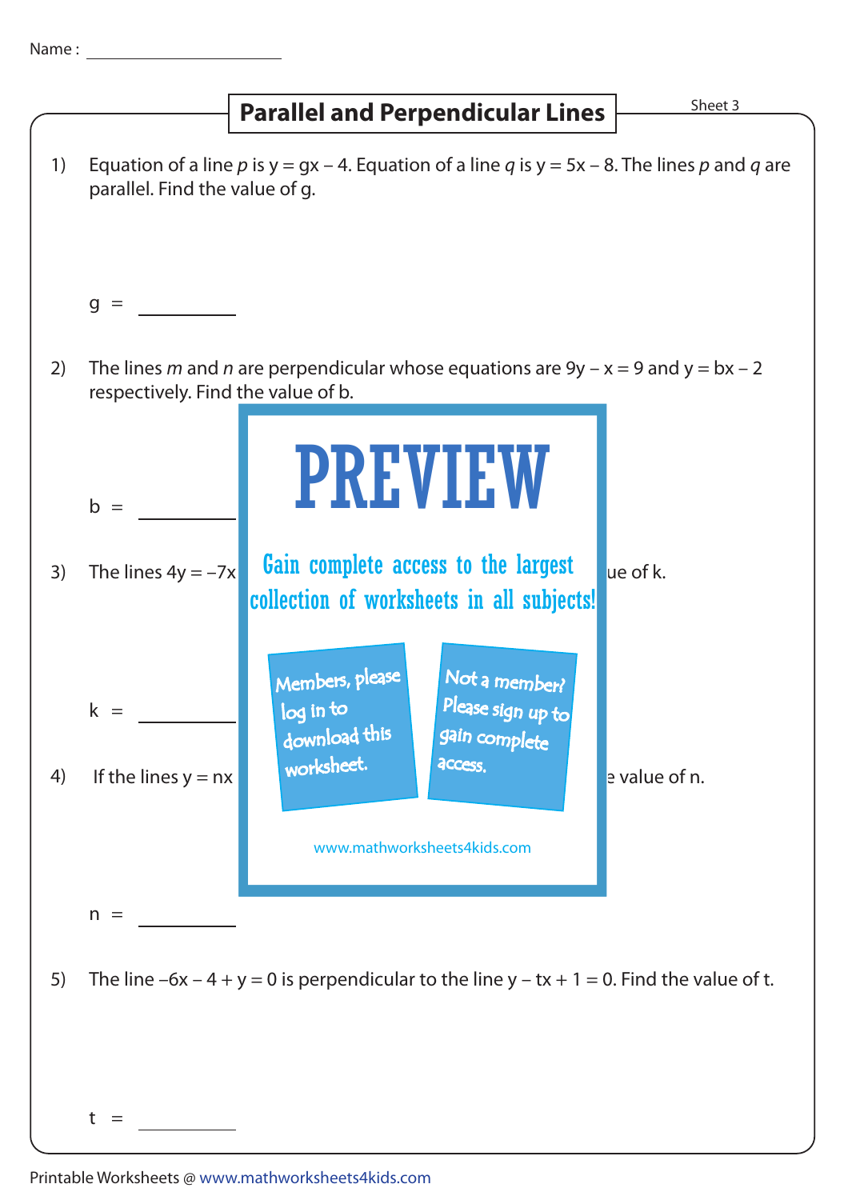Name : ____________________

# Parallel and Perpendicular Lines

Sheet 3

1) Equation of a line *p* is $y = gx - 4$. Equation of a line *q* is $y = 5x - 8$. The lines *p* and *q* are parallel. Find the value of g.

$g =$ ________

2) The lines *m* and *n* are perpendicular whose equations are $9y - x = 9$ and $y = bx - 2$ respectively. Find the value of b.

PREVIEW

Gain complete access to the largest collection of worksheets in all subjects!

Members, please log in to download this worksheet.

Not a member? Please sign up to gain complete access.

www.mathworksheets4kids.com

$b =$ ________

3) The lines $4y = -7x$ ... ue of k.

$k =$ ________

4) If the lines $y = nx$ ... e value of n.

$n =$ ________

5) The line $-6x - 4 + y = 0$ is perpendicular to the line $y - tx + 1 = 0$. Find the value of t.

$t =$ ________

Printable Worksheets @ www.mathworksheets4kids.com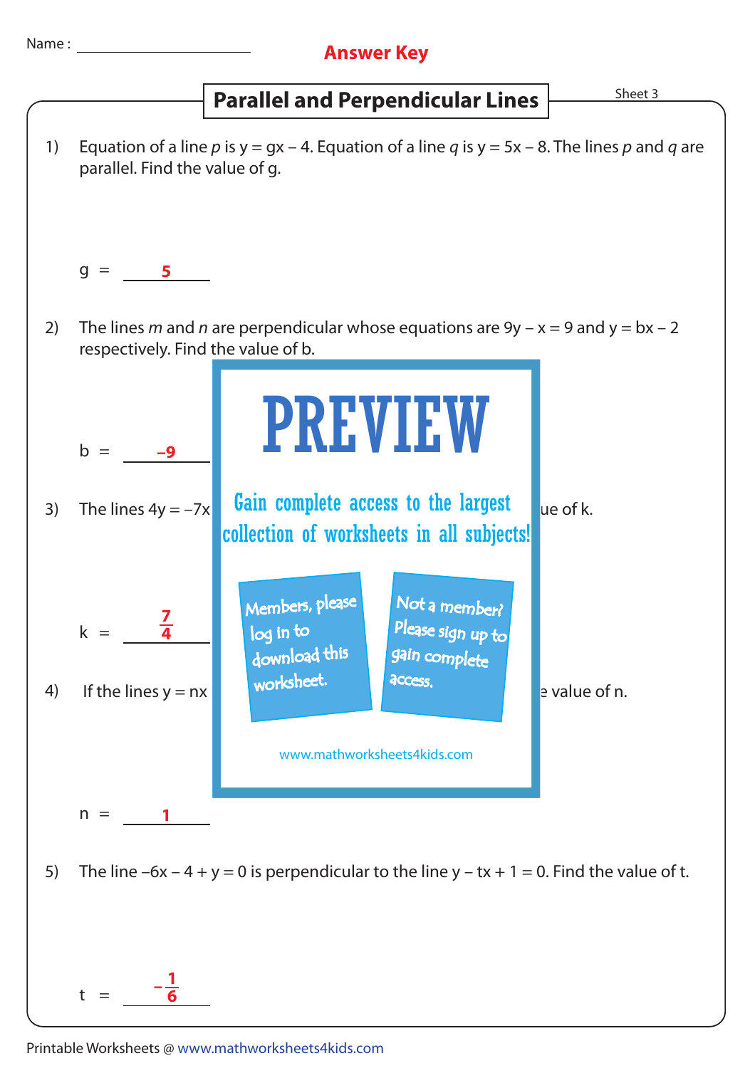Name :

**Answer Key**

# Parallel and Perpendicular Lines

Sheet 3

1) Equation of a line *p* is y = gx – 4. Equation of a line *q* is y = 5x – 8. The lines *p* and *q* are parallel. Find the value of g.

g = **5**

2) The lines *m* and *n* are perpendicular whose equations are 9y – x = 9 and y = bx – 2 respectively. Find the value of b.

b = **–9**

**PREVIEW**

Gain complete access to the largest collection of worksheets in all subjects!

Members, please log in to download this worksheet.

Not a member? Please sign up to gain complete access.

www.mathworksheets4kids.com

3) The lines 4y = –7x ... ue of k.

k = $\frac{7}{4}$

4) If the lines y = nx ... e value of n.

n = **1**

5) The line –6x – 4 + y = 0 is perpendicular to the line y – tx + 1 = 0. Find the value of t.

t = $-\frac{1}{6}$

Printable Worksheets @ www.mathworksheets4kids.com